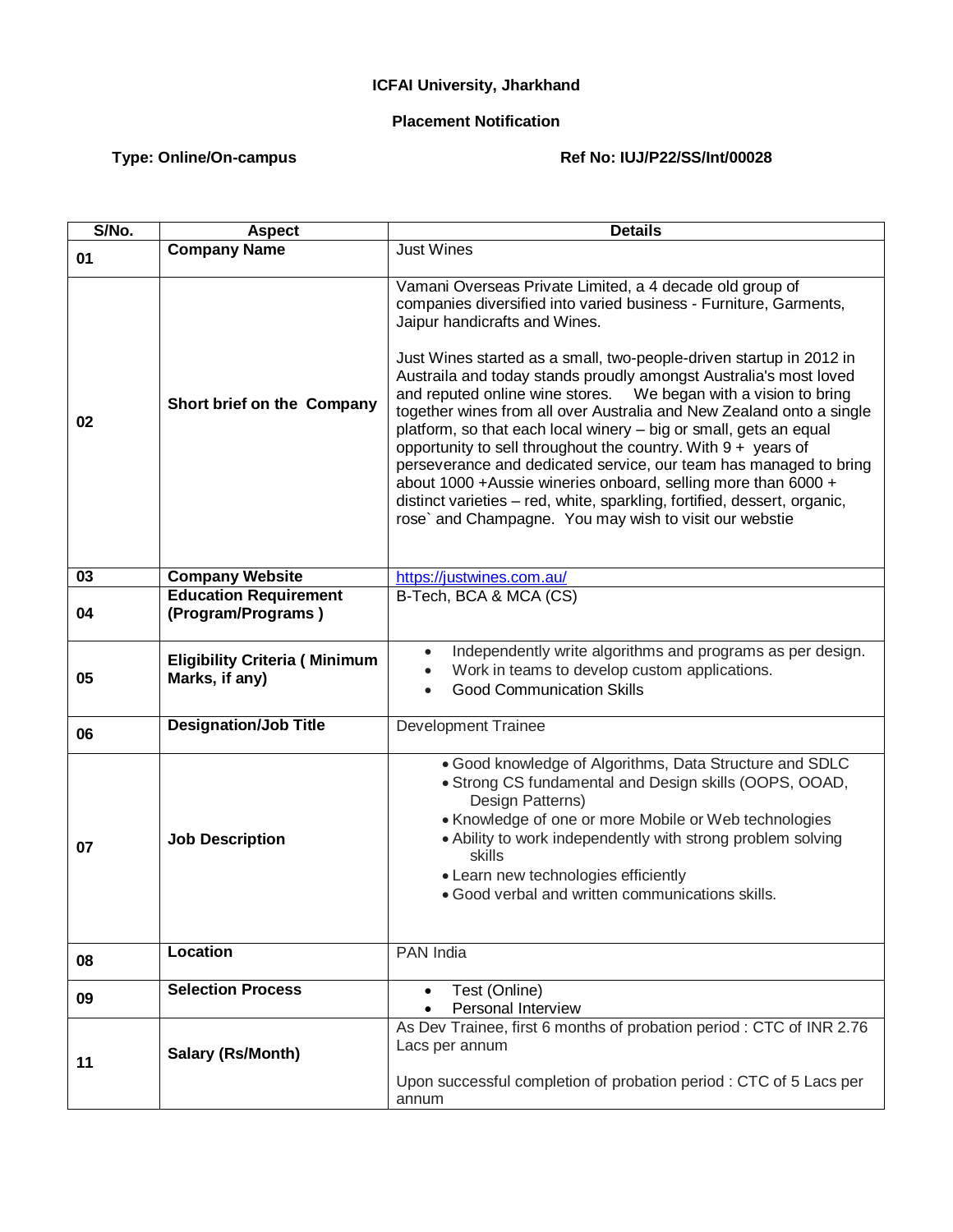**ICFAI University, Jharkhand**

**Placement Notification**

**Type: Online/On-campus** **Ref No: IUJ/P22/SS/Int/00028**

| S/No. | Aspect | Details |
|---|---|---|
| 01 | **Company Name** | Just Wines |
| 02 | **Short brief on the Company** | Vamani Overseas Private Limited, a 4 decade old group of companies diversified into varied business - Furniture, Garments, Jaipur handicrafts and Wines.<br><br>Just Wines started as a small, two-people-driven startup in 2012 in Austraila and today stands proudly amongst Australia's most loved and reputed online wine stores. We began with a vision to bring together wines from all over Australia and New Zealand onto a single platform, so that each local winery – big or small, gets an equal opportunity to sell throughout the country. With 9 + years of perseverance and dedicated service, our team has managed to bring about 1000 +Aussie wineries onboard, selling more than 6000 + distinct varieties – red, white, sparkling, fortified, dessert, organic, rose` and Champagne. You may wish to visit our webstie |
| 03 | **Company Website** | https://justwines.com.au/ |
| 04 | **Education Requirement (Program/Programs )** | B-Tech, BCA & MCA (CS) |
| 05 | **Eligibility Criteria ( Minimum Marks, if any)** | • Independently write algorithms and programs as per design.<br>• Work in teams to develop custom applications.<br>• Good Communication Skills |
| 06 | **Designation/Job Title** | Development Trainee |
| 07 | **Job Description** | • Good knowledge of Algorithms, Data Structure and SDLC<br>• Strong CS fundamental and Design skills (OOPS, OOAD, Design Patterns)<br>• Knowledge of one or more Mobile or Web technologies<br>• Ability to work independently with strong problem solving skills<br>• Learn new technologies efficiently<br>• Good verbal and written communications skills. |
| 08 | **Location** | PAN India |
| 09 | **Selection Process** | • Test (Online)<br>• Personal Interview |
| 11 | **Salary (Rs/Month)** | As Dev Trainee, first 6 months of probation period : CTC of INR 2.76 Lacs per annum<br><br>Upon successful completion of probation period : CTC of 5 Lacs per annum |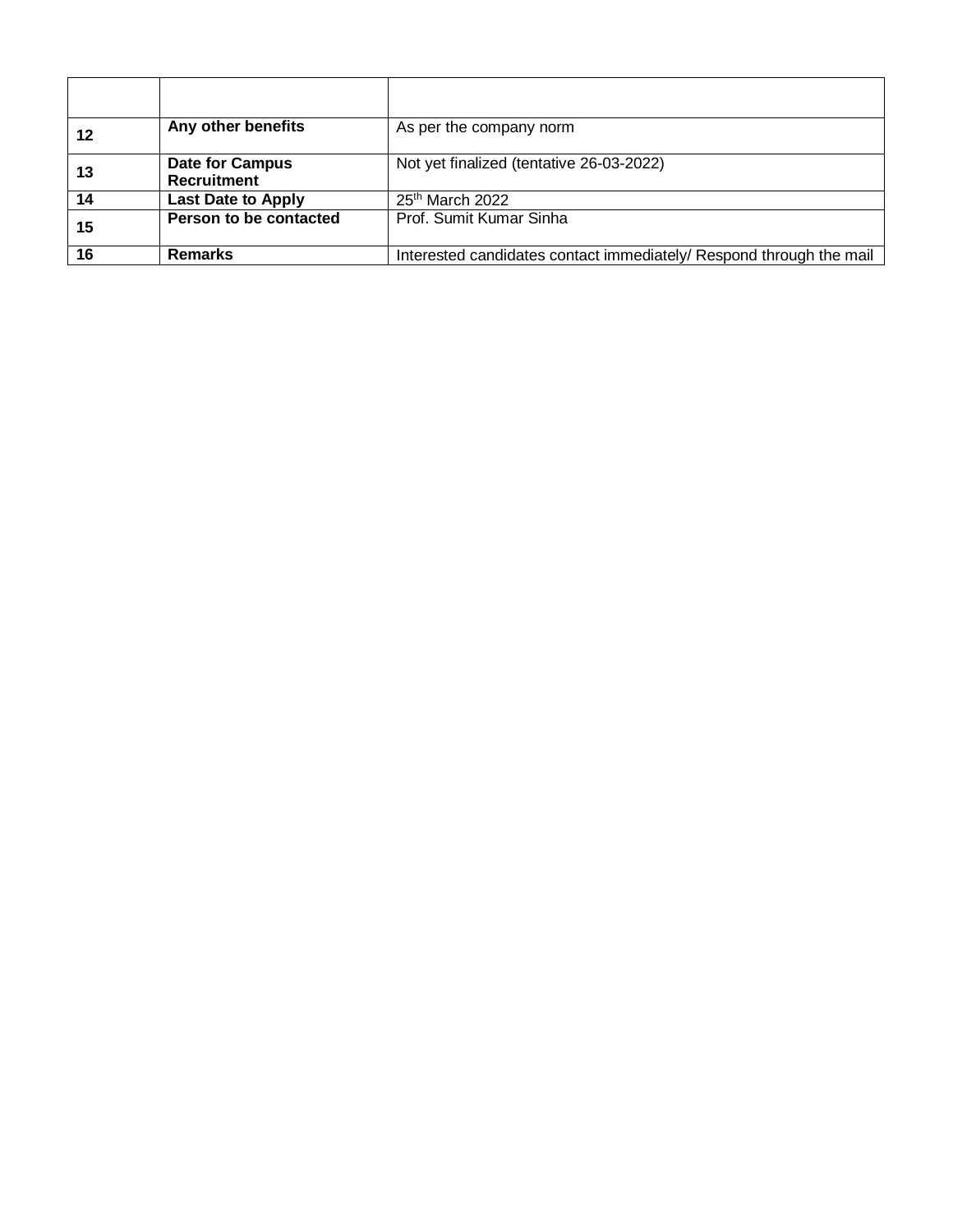| | | |
|---|---|---|
| | | |
| 12 | **Any other benefits** | As per the company norm |
| 13 | **Date for Campus Recruitment** | Not yet finalized (tentative 26-03-2022) |
| 14 | **Last Date to Apply** | 25th March 2022 |
| 15 | **Person to be contacted** | Prof. Sumit Kumar Sinha |
| 16 | **Remarks** | Interested candidates contact immediately/ Respond through the mail |